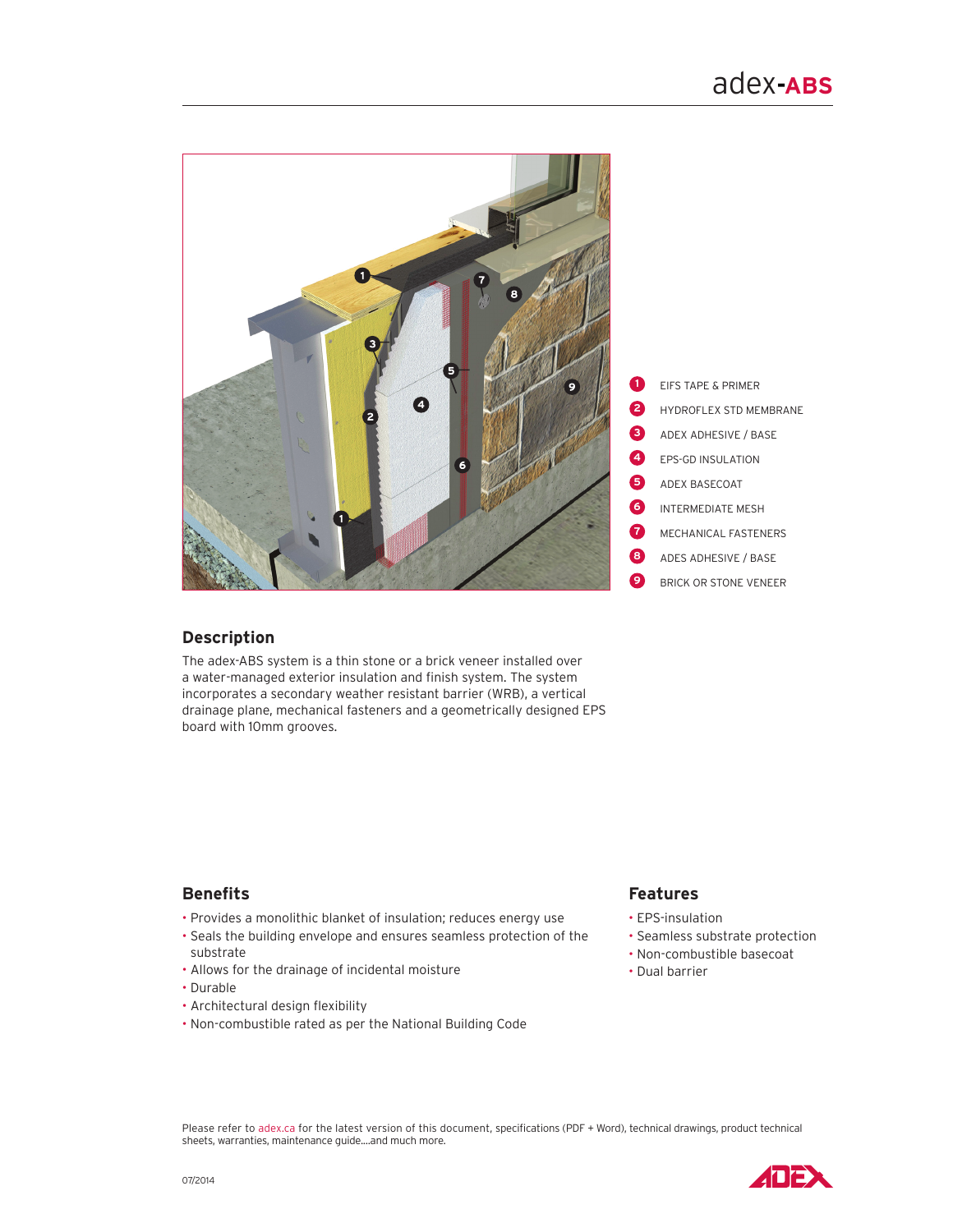# adex-ABS

1. EIFS TAPE & PRIMER
2. HYDROFLEX STD MEMBRANE
3. ADEX ADHESIVE / BASE
4. EPS-GD INSULATION
5. ADEX BASECOAT
6. INTERMEDIATE MESH
7. MECHANICAL FASTENERS
8. ADES ADHESIVE / BASE
9. BRICK OR STONE VENEER

## Description

The adex-ABS system is a thin stone or a brick veneer installed over a water-managed exterior insulation and finish system. The system incorporates a secondary weather resistant barrier (WRB), a vertical drainage plane, mechanical fasteners and a geometrically designed EPS board with 10mm grooves.

## Benefits

- Provides a monolithic blanket of insulation; reduces energy use
- Seals the building envelope and ensures seamless protection of the substrate
- Allows for the drainage of incidental moisture
- Durable
- Architectural design flexibility
- Non-combustible rated as per the National Building Code

## Features

- EPS-insulation
- Seamless substrate protection
- Non-combustible basecoat
- Dual barrier

Please refer to adex.ca for the latest version of this document, specifications (PDF + Word), technical drawings, product technical sheets, warranties, maintenance guide....and much more.

07/2014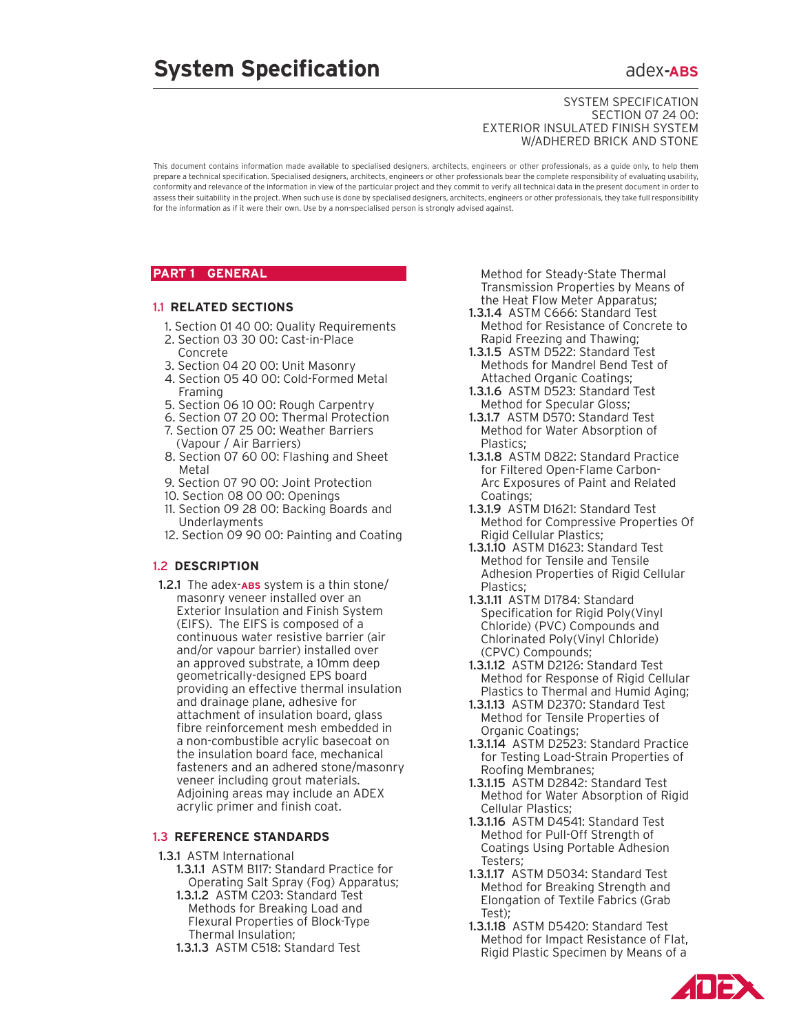# System Specification

adex-**ABS**

SYSTEM SPECIFICATION
SECTION 07 24 00:
EXTERIOR INSULATED FINISH SYSTEM
W/ADHERED BRICK AND STONE

This document contains information made available to specialised designers, architects, engineers or other professionals, as a guide only, to help them prepare a technical specification. Specialised designers, architects, engineers or other professionals bear the complete responsibility of evaluating usability, conformity and relevance of the information in view of the particular project and they commit to verify all technical data in the present document in order to assess their suitability in the project. When such use is done by specialised designers, architects, engineers or other professionals, they take full responsibility for the information as if it were their own. Use by a non-specialised person is strongly advised against.

## PART 1 GENERAL

### 1.1 RELATED SECTIONS

1. Section 01 40 00: Quality Requirements
2. Section 03 30 00: Cast-in-Place Concrete
3. Section 04 20 00: Unit Masonry
4. Section 05 40 00: Cold-Formed Metal Framing
5. Section 06 10 00: Rough Carpentry
6. Section 07 20 00: Thermal Protection
7. Section 07 25 00: Weather Barriers (Vapour / Air Barriers)
8. Section 07 60 00: Flashing and Sheet Metal
9. Section 07 90 00: Joint Protection
10. Section 08 00 00: Openings
11. Section 09 28 00: Backing Boards and Underlayments
12. Section 09 90 00: Painting and Coating

### 1.2 DESCRIPTION

**1.2.1** The adex-**ABS** system is a thin stone/masonry veneer installed over an Exterior Insulation and Finish System (EIFS). The EIFS is composed of a continuous water resistive barrier (air and/or vapour barrier) installed over an approved substrate, a 10mm deep geometrically-designed EPS board providing an effective thermal insulation and drainage plane, adhesive for attachment of insulation board, glass fibre reinforcement mesh embedded in a non-combustible acrylic basecoat on the insulation board face, mechanical fasteners and an adhered stone/masonry veneer including grout materials. Adjoining areas may include an ADEX acrylic primer and finish coat.

### 1.3 REFERENCE STANDARDS

**1.3.1** ASTM International

- **1.3.1.1** ASTM B117: Standard Practice for Operating Salt Spray (Fog) Apparatus;
- **1.3.1.2** ASTM C203: Standard Test Methods for Breaking Load and Flexural Properties of Block-Type Thermal Insulation;
- **1.3.1.3** ASTM C518: Standard Test Method for Steady-State Thermal Transmission Properties by Means of the Heat Flow Meter Apparatus;
- **1.3.1.4** ASTM C666: Standard Test Method for Resistance of Concrete to Rapid Freezing and Thawing;
- **1.3.1.5** ASTM D522: Standard Test Methods for Mandrel Bend Test of Attached Organic Coatings;
- **1.3.1.6** ASTM D523: Standard Test Method for Specular Gloss;
- **1.3.1.7** ASTM D570: Standard Test Method for Water Absorption of Plastics;
- **1.3.1.8** ASTM D822: Standard Practice for Filtered Open-Flame Carbon-Arc Exposures of Paint and Related Coatings;
- **1.3.1.9** ASTM D1621: Standard Test Method for Compressive Properties Of Rigid Cellular Plastics;
- **1.3.1.10** ASTM D1623: Standard Test Method for Tensile and Tensile Adhesion Properties of Rigid Cellular Plastics;
- **1.3.1.11** ASTM D1784: Standard Specification for Rigid Poly(Vinyl Chloride) (PVC) Compounds and Chlorinated Poly(Vinyl Chloride) (CPVC) Compounds;
- **1.3.1.12** ASTM D2126: Standard Test Method for Response of Rigid Cellular Plastics to Thermal and Humid Aging;
- **1.3.1.13** ASTM D2370: Standard Test Method for Tensile Properties of Organic Coatings;
- **1.3.1.14** ASTM D2523: Standard Practice for Testing Load-Strain Properties of Roofing Membranes;
- **1.3.1.15** ASTM D2842: Standard Test Method for Water Absorption of Rigid Cellular Plastics;
- **1.3.1.16** ASTM D4541: Standard Test Method for Pull-Off Strength of Coatings Using Portable Adhesion Testers;
- **1.3.1.17** ASTM D5034: Standard Test Method for Breaking Strength and Elongation of Textile Fabrics (Grab Test);
- **1.3.1.18** ASTM D5420: Standard Test Method for Impact Resistance of Flat, Rigid Plastic Specimen by Means of a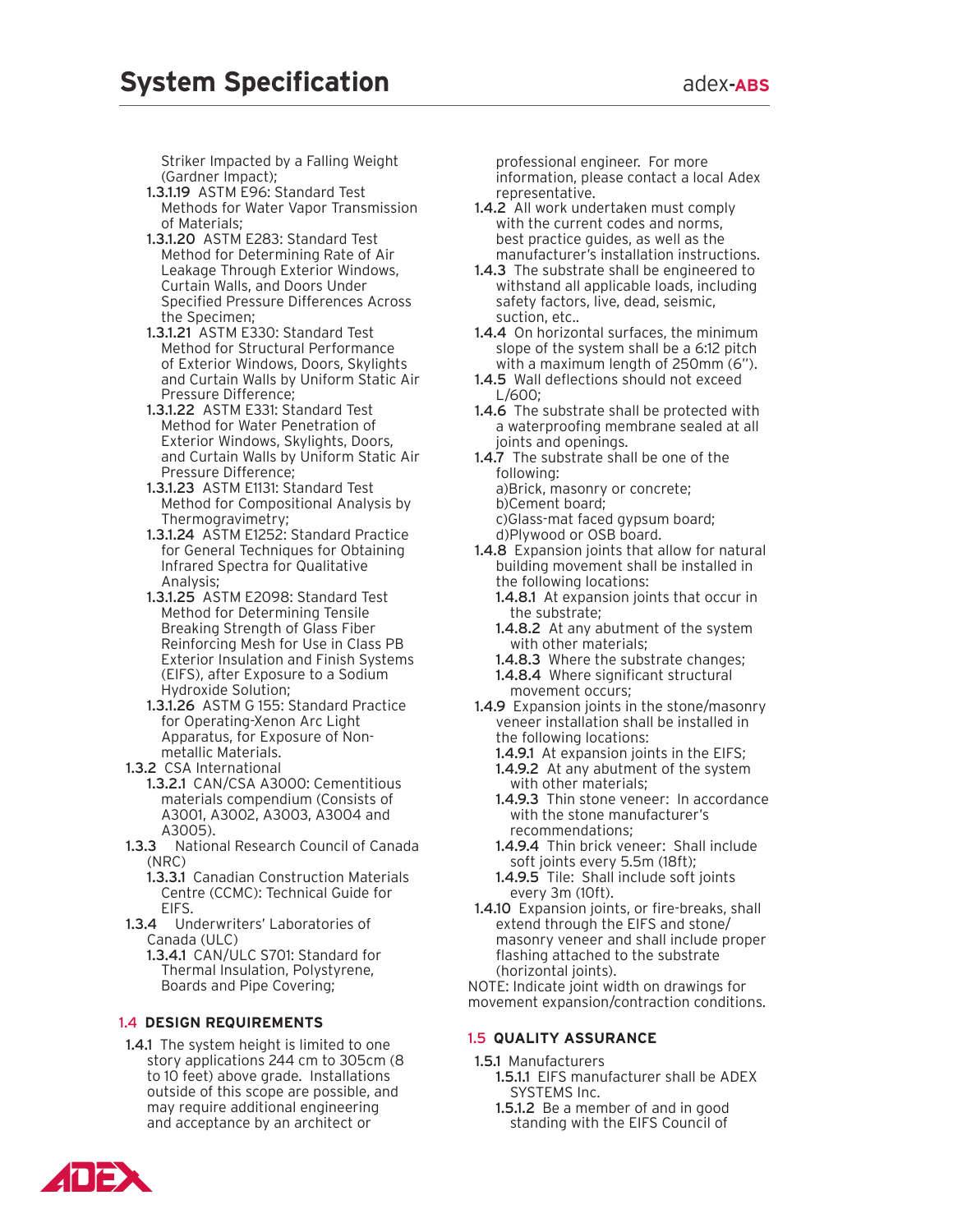Striker Impacted by a Falling Weight (Gardner Impact);

- **1.3.1.19** ASTM E96: Standard Test Methods for Water Vapor Transmission of Materials;
- **1.3.1.20** ASTM E283: Standard Test Method for Determining Rate of Air Leakage Through Exterior Windows, Curtain Walls, and Doors Under Specified Pressure Differences Across the Specimen;
- **1.3.1.21** ASTM E330: Standard Test Method for Structural Performance of Exterior Windows, Doors, Skylights and Curtain Walls by Uniform Static Air Pressure Difference;
- **1.3.1.22** ASTM E331: Standard Test Method for Water Penetration of Exterior Windows, Skylights, Doors, and Curtain Walls by Uniform Static Air Pressure Difference;
- **1.3.1.23** ASTM E1131: Standard Test Method for Compositional Analysis by Thermogravimetry;
- **1.3.1.24** ASTM E1252: Standard Practice for General Techniques for Obtaining Infrared Spectra for Qualitative Analysis;
- **1.3.1.25** ASTM E2098: Standard Test Method for Determining Tensile Breaking Strength of Glass Fiber Reinforcing Mesh for Use in Class PB Exterior Insulation and Finish Systems (EIFS), after Exposure to a Sodium Hydroxide Solution;
- **1.3.1.26** ASTM G 155: Standard Practice for Operating-Xenon Arc Light Apparatus, for Exposure of Non-metallic Materials.

**1.3.2** CSA International

- **1.3.2.1** CAN/CSA A3000: Cementitious materials compendium (Consists of A3001, A3002, A3003, A3004 and A3005).

**1.3.3** National Research Council of Canada (NRC)

- **1.3.3.1** Canadian Construction Materials Centre (CCMC): Technical Guide for EIFS.

**1.3.4** Underwriters' Laboratories of Canada (ULC)

- **1.3.4.1** CAN/ULC S701: Standard for Thermal Insulation, Polystyrene, Boards and Pipe Covering;

## 1.4 DESIGN REQUIREMENTS

**1.4.1** The system height is limited to one story applications 244 cm to 305cm (8 to 10 feet) above grade. Installations outside of this scope are possible, and may require additional engineering and acceptance by an architect or professional engineer. For more information, please contact a local Adex representative.

**1.4.2** All work undertaken must comply with the current codes and norms, best practice guides, as well as the manufacturer's installation instructions.

**1.4.3** The substrate shall be engineered to withstand all applicable loads, including safety factors, live, dead, seismic, suction, etc..

**1.4.4** On horizontal surfaces, the minimum slope of the system shall be a 6:12 pitch with a maximum length of 250mm (6").

**1.4.5** Wall deflections should not exceed L/600;

**1.4.6** The substrate shall be protected with a waterproofing membrane sealed at all joints and openings.

**1.4.7** The substrate shall be one of the following:

a)Brick, masonry or concrete;
b)Cement board;
c)Glass-mat faced gypsum board;
d)Plywood or OSB board.

**1.4.8** Expansion joints that allow for natural building movement shall be installed in the following locations:

- **1.4.8.1** At expansion joints that occur in the substrate;
- **1.4.8.2** At any abutment of the system with other materials;
- **1.4.8.3** Where the substrate changes;
- **1.4.8.4** Where significant structural movement occurs;

**1.4.9** Expansion joints in the stone/masonry veneer installation shall be installed in the following locations:

- **1.4.9.1** At expansion joints in the EIFS;
- **1.4.9.2** At any abutment of the system with other materials;
- **1.4.9.3** Thin stone veneer: In accordance with the stone manufacturer's recommendations;
- **1.4.9.4** Thin brick veneer: Shall include soft joints every 5.5m (18ft);
- **1.4.9.5** Tile: Shall include soft joints every 3m (10ft).

**1.4.10** Expansion joints, or fire-breaks, shall extend through the EIFS and stone/masonry veneer and shall include proper flashing attached to the substrate (horizontal joints).

NOTE: Indicate joint width on drawings for movement expansion/contraction conditions.

## 1.5 QUALITY ASSURANCE

**1.5.1** Manufacturers

- **1.5.1.1** EIFS manufacturer shall be ADEX SYSTEMS Inc.
- **1.5.1.2** Be a member of and in good standing with the EIFS Council of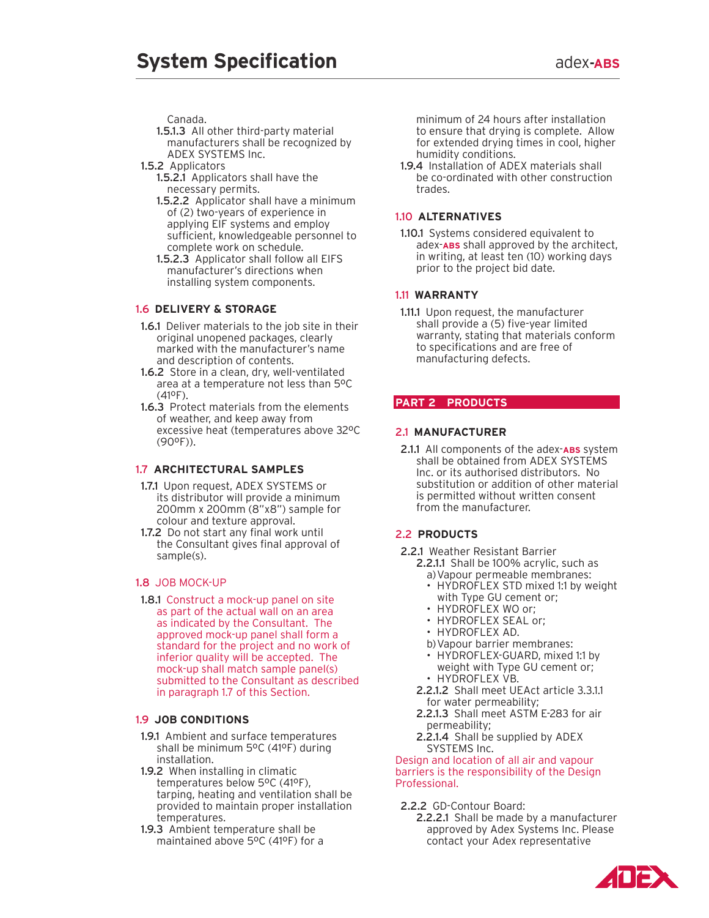Canada.

- **1.5.1.3** All other third-party material manufacturers shall be recognized by ADEX SYSTEMS Inc.

**1.5.2** Applicators

- **1.5.2.1** Applicators shall have the necessary permits.
- **1.5.2.2** Applicator shall have a minimum of (2) two-years of experience in applying EIF systems and employ sufficient, knowledgeable personnel to complete work on schedule.
- **1.5.2.3** Applicator shall follow all EIFS manufacturer's directions when installing system components.

### 1.6 DELIVERY & STORAGE

**1.6.1** Deliver materials to the job site in their original unopened packages, clearly marked with the manufacturer's name and description of contents.

**1.6.2** Store in a clean, dry, well-ventilated area at a temperature not less than 5ºC (41ºF).

**1.6.3** Protect materials from the elements of weather, and keep away from excessive heat (temperatures above 32ºC (90ºF)).

### 1.7 ARCHITECTURAL SAMPLES

**1.7.1** Upon request, ADEX SYSTEMS or its distributor will provide a minimum 200mm x 200mm (8"x8") sample for colour and texture approval.

**1.7.2** Do not start any final work until the Consultant gives final approval of sample(s).

### 1.8 JOB MOCK-UP

**1.8.1** Construct a mock-up panel on site as part of the actual wall on an area as indicated by the Consultant. The approved mock-up panel shall form a standard for the project and no work of inferior quality will be accepted. The mock-up shall match sample panel(s) submitted to the Consultant as described in paragraph 1.7 of this Section.

### 1.9 JOB CONDITIONS

**1.9.1** Ambient and surface temperatures shall be minimum 5ºC (41ºF) during installation.

**1.9.2** When installing in climatic temperatures below 5ºC (41ºF), tarping, heating and ventilation shall be provided to maintain proper installation temperatures.

**1.9.3** Ambient temperature shall be maintained above 5ºC (41ºF) for a minimum of 24 hours after installation to ensure that drying is complete. Allow for extended drying times in cool, higher humidity conditions.

**1.9.4** Installation of ADEX materials shall be co-ordinated with other construction trades.

### 1.10 ALTERNATIVES

**1.10.1** Systems considered equivalent to adex-**ABS** shall approved by the architect, in writing, at least ten (10) working days prior to the project bid date.

### 1.11 WARRANTY

**1.11.1** Upon request, the manufacturer shall provide a (5) five-year limited warranty, stating that materials conform to specifications and are free of manufacturing defects.

## PART 2 PRODUCTS

### 2.1 MANUFACTURER

**2.1.1** All components of the adex-**ABS** system shall be obtained from ADEX SYSTEMS Inc. or its authorised distributors. No substitution or addition of other material is permitted without written consent from the manufacturer.

### 2.2 PRODUCTS

**2.2.1** Weather Resistant Barrier

- **2.2.1.1** Shall be 100% acrylic, such as
  - a) Vapour permeable membranes:
    - HYDROFLEX STD mixed 1:1 by weight with Type GU cement or;
    - HYDROFLEX WO or;
    - HYDROFLEX SEAL or;
    - HYDROFLEX AD.
  - b) Vapour barrier membranes:
    - HYDROFLEX-GUARD, mixed 1:1 by weight with Type GU cement or;
    - HYDROFLEX VB.
- **2.2.1.2** Shall meet UEAct article 3.3.1.1 for water permeability;
- **2.2.1.3** Shall meet ASTM E-283 for air permeability;
- **2.2.1.4** Shall be supplied by ADEX SYSTEMS Inc.

Design and location of all air and vapour barriers is the responsibility of the Design Professional.

**2.2.2** GD-Contour Board:

- **2.2.2.1** Shall be made by a manufacturer approved by Adex Systems Inc. Please contact your Adex representative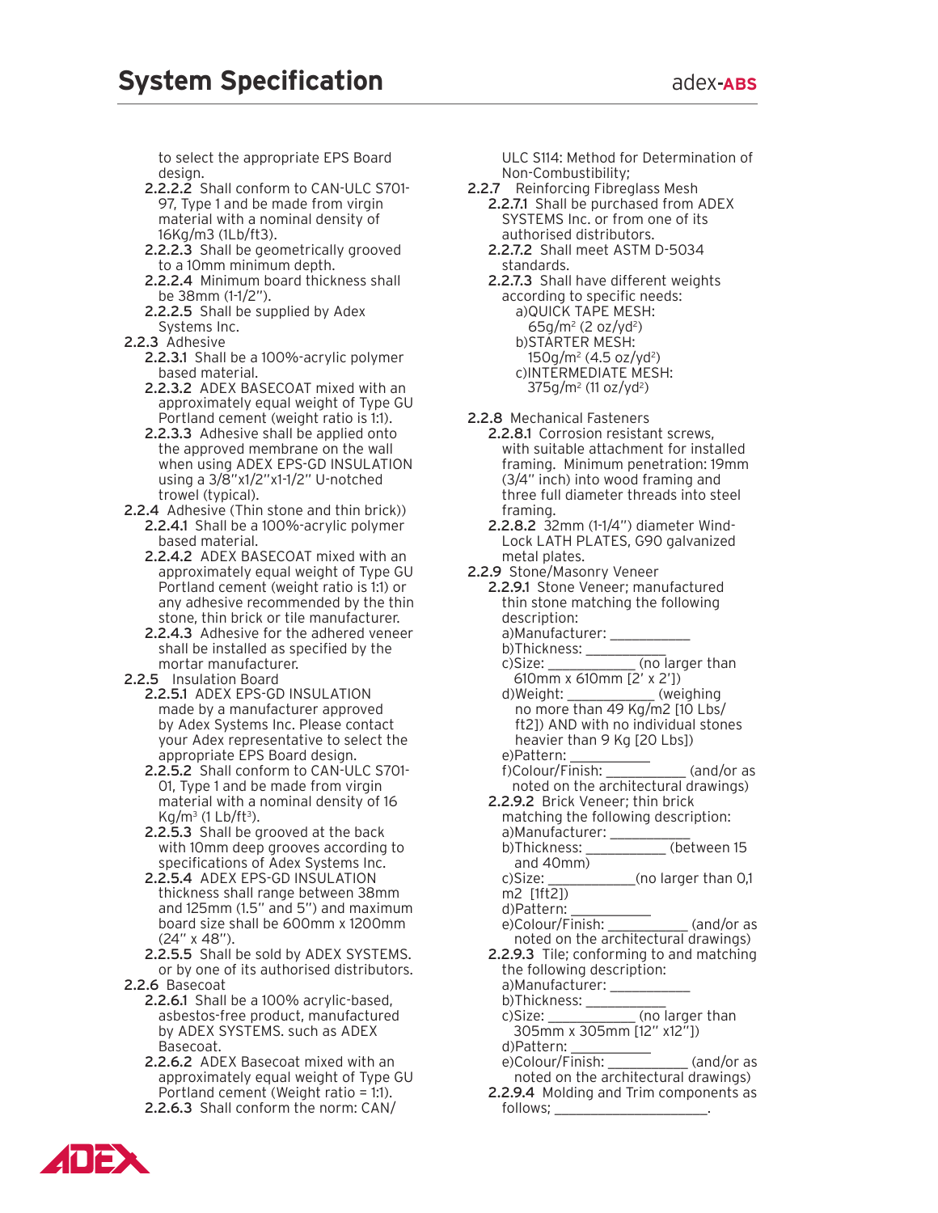to select the appropriate EPS Board design.

- **2.2.2.2** Shall conform to CAN-ULC S701-97, Type 1 and be made from virgin material with a nominal density of 16Kg/m3 (1Lb/ft3).
- **2.2.2.3** Shall be geometrically grooved to a 10mm minimum depth.
- **2.2.2.4** Minimum board thickness shall be 38mm (1-1/2").
- **2.2.2.5** Shall be supplied by Adex Systems Inc.

**2.2.3** Adhesive

- **2.2.3.1** Shall be a 100%-acrylic polymer based material.
- **2.2.3.2** ADEX BASECOAT mixed with an approximately equal weight of Type GU Portland cement (weight ratio is 1:1).
- **2.2.3.3** Adhesive shall be applied onto the approved membrane on the wall when using ADEX EPS-GD INSULATION using a 3/8"x1/2"x1-1/2" U-notched trowel (typical).

**2.2.4** Adhesive (Thin stone and thin brick))

- **2.2.4.1** Shall be a 100%-acrylic polymer based material.
- **2.2.4.2** ADEX BASECOAT mixed with an approximately equal weight of Type GU Portland cement (weight ratio is 1:1) or any adhesive recommended by the thin stone, thin brick or tile manufacturer.
- **2.2.4.3** Adhesive for the adhered veneer shall be installed as specified by the mortar manufacturer.

**2.2.5** Insulation Board

- **2.2.5.1** ADEX EPS-GD INSULATION made by a manufacturer approved by Adex Systems Inc. Please contact your Adex representative to select the appropriate EPS Board design.
- **2.2.5.2** Shall conform to CAN-ULC S701-01, Type 1 and be made from virgin material with a nominal density of 16 Kg/m$^3$ (1 Lb/ft$^3$).
- **2.2.5.3** Shall be grooved at the back with 10mm deep grooves according to specifications of Adex Systems Inc.
- **2.2.5.4** ADEX EPS-GD INSULATION thickness shall range between 38mm and 125mm (1.5" and 5") and maximum board size shall be 600mm x 1200mm (24" x 48").
- **2.2.5.5** Shall be sold by ADEX SYSTEMS. or by one of its authorised distributors.

**2.2.6** Basecoat

- **2.2.6.1** Shall be a 100% acrylic-based, asbestos-free product, manufactured by ADEX SYSTEMS. such as ADEX Basecoat.
- **2.2.6.2** ADEX Basecoat mixed with an approximately equal weight of Type GU Portland cement (Weight ratio = 1:1).
- **2.2.6.3** Shall conform the norm: CAN/ULC S114: Method for Determination of Non-Combustibility;

**2.2.7** Reinforcing Fibreglass Mesh

- **2.2.7.1** Shall be purchased from ADEX SYSTEMS Inc. or from one of its authorised distributors.
- **2.2.7.2** Shall meet ASTM D-5034 standards.
- **2.2.7.3** Shall have different weights according to specific needs:
  - a)QUICK TAPE MESH: 65g/m$^2$ (2 oz/yd$^2$)
  - b)STARTER MESH: 150g/m$^2$ (4.5 oz/yd$^2$)
  - c)INTERMEDIATE MESH: 375g/m$^2$ (11 oz/yd$^2$)

**2.2.8** Mechanical Fasteners

- **2.2.8.1** Corrosion resistant screws, with suitable attachment for installed framing. Minimum penetration: 19mm (3/4" inch) into wood framing and three full diameter threads into steel framing.
- **2.2.8.2** 32mm (1-1/4") diameter Wind-Lock LATH PLATES, G90 galvanized metal plates.

**2.2.9** Stone/Masonry Veneer

- **2.2.9.1** Stone Veneer; manufactured thin stone matching the following description:
  - a)Manufacturer: ___________
  - b)Thickness: ___________
  - c)Size: ____________ (no larger than 610mm x 610mm [2' x 2'])
  - d)Weight: ____________ (weighing no more than 49 Kg/m2 [10 Lbs/ft2]) AND with no individual stones heavier than 9 Kg [20 Lbs])
  - e)Pattern: ___________
  - f)Colour/Finish: ___________ (and/or as noted on the architectural drawings)
- **2.2.9.2** Brick Veneer; thin brick matching the following description:
  - a)Manufacturer: ___________
  - b)Thickness: ___________ (between 15 and 40mm)
  - c)Size: ____________(no larger than 0,1 m2 [1ft2])
  - d)Pattern: ___________
  - e)Colour/Finish: ___________ (and/or as noted on the architectural drawings)
- **2.2.9.3** Tile; conforming to and matching the following description:
  - a)Manufacturer: ___________
  - b)Thickness: ___________
  - c)Size: ____________ (no larger than 305mm x 305mm [12" x12"])
  - d)Pattern: ___________
  - e)Colour/Finish: ___________ (and/or as noted on the architectural drawings)
- **2.2.9.4** Molding and Trim components as follows; ______________________.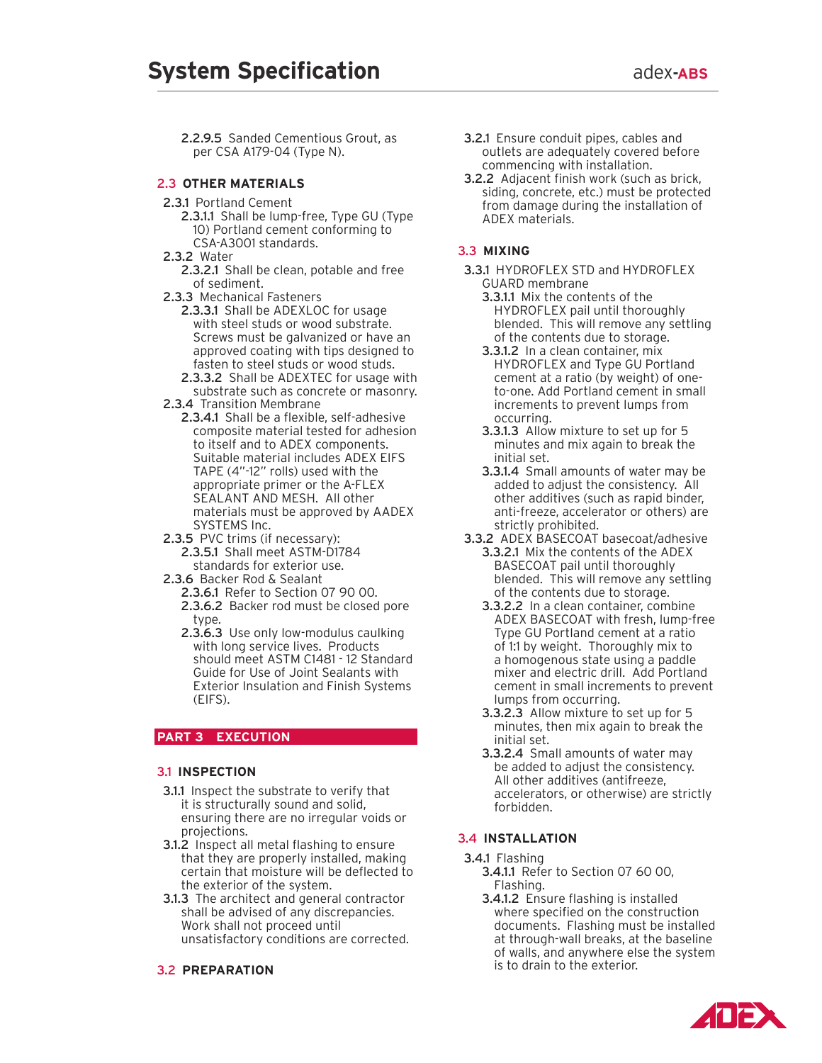2.2.9.5 Sanded Cementious Grout, as per CSA A179-04 (Type N).

### 2.3 OTHER MATERIALS

2.3.1 Portland Cement
- 2.3.1.1 Shall be lump-free, Type GU (Type 10) Portland cement conforming to CSA-A3001 standards.

2.3.2 Water
- 2.3.2.1 Shall be clean, potable and free of sediment.

2.3.3 Mechanical Fasteners
- 2.3.3.1 Shall be ADEXLOC for usage with steel studs or wood substrate. Screws must be galvanized or have an approved coating with tips designed to fasten to steel studs or wood studs.
- 2.3.3.2 Shall be ADEXTEC for usage with substrate such as concrete or masonry.

2.3.4 Transition Membrane
- 2.3.4.1 Shall be a flexible, self-adhesive composite material tested for adhesion to itself and to ADEX components. Suitable material includes ADEX EIFS TAPE (4"-12" rolls) used with the appropriate primer or the A-FLEX SEALANT AND MESH. All other materials must be approved by AADEX SYSTEMS Inc.

2.3.5 PVC trims (if necessary):
- 2.3.5.1 Shall meet ASTM-D1784 standards for exterior use.

2.3.6 Backer Rod & Sealant
- 2.3.6.1 Refer to Section 07 90 00.
- 2.3.6.2 Backer rod must be closed pore type.
- 2.3.6.3 Use only low-modulus caulking with long service lives. Products should meet ASTM C1481 - 12 Standard Guide for Use of Joint Sealants with Exterior Insulation and Finish Systems (EIFS).

## PART 3 EXECUTION

### 3.1 INSPECTION

3.1.1 Inspect the substrate to verify that it is structurally sound and solid, ensuring there are no irregular voids or projections.

3.1.2 Inspect all metal flashing to ensure that they are properly installed, making certain that moisture will be deflected to the exterior of the system.

3.1.3 The architect and general contractor shall be advised of any discrepancies. Work shall not proceed until unsatisfactory conditions are corrected.

### 3.2 PREPARATION

3.2.1 Ensure conduit pipes, cables and outlets are adequately covered before commencing with installation.

3.2.2 Adjacent finish work (such as brick, siding, concrete, etc.) must be protected from damage during the installation of ADEX materials.

### 3.3 MIXING

3.3.1 HYDROFLEX STD and HYDROFLEX GUARD membrane
- 3.3.1.1 Mix the contents of the HYDROFLEX pail until thoroughly blended. This will remove any settling of the contents due to storage.
- 3.3.1.2 In a clean container, mix HYDROFLEX and Type GU Portland cement at a ratio (by weight) of one-to-one. Add Portland cement in small increments to prevent lumps from occurring.
- 3.3.1.3 Allow mixture to set up for 5 minutes and mix again to break the initial set.
- 3.3.1.4 Small amounts of water may be added to adjust the consistency. All other additives (such as rapid binder, anti-freeze, accelerator or others) are strictly prohibited.

3.3.2 ADEX BASECOAT basecoat/adhesive
- 3.3.2.1 Mix the contents of the ADEX BASECOAT pail until thoroughly blended. This will remove any settling of the contents due to storage.
- 3.3.2.2 In a clean container, combine ADEX BASECOAT with fresh, lump-free Type GU Portland cement at a ratio of 1:1 by weight. Thoroughly mix to a homogenous state using a paddle mixer and electric drill. Add Portland cement in small increments to prevent lumps from occurring.
- 3.3.2.3 Allow mixture to set up for 5 minutes, then mix again to break the initial set.
- 3.3.2.4 Small amounts of water may be added to adjust the consistency. All other additives (antifreeze, accelerators, or otherwise) are strictly forbidden.

### 3.4 INSTALLATION

3.4.1 Flashing
- 3.4.1.1 Refer to Section 07 60 00, Flashing.
- 3.4.1.2 Ensure flashing is installed where specified on the construction documents. Flashing must be installed at through-wall breaks, at the baseline of walls, and anywhere else the system is to drain to the exterior.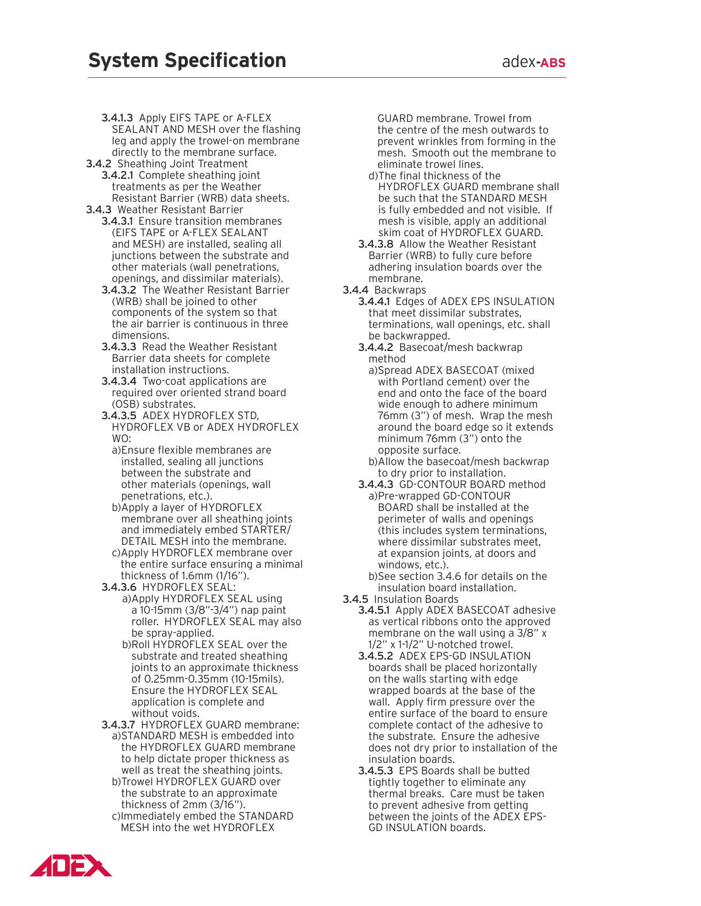**3.4.1.3** Apply EIFS TAPE or A-FLEX SEALANT AND MESH over the flashing leg and apply the trowel-on membrane directly to the membrane surface.

**3.4.2** Sheathing Joint Treatment

**3.4.2.1** Complete sheathing joint treatments as per the Weather Resistant Barrier (WRB) data sheets.

**3.4.3** Weather Resistant Barrier

**3.4.3.1** Ensure transition membranes (EIFS TAPE or A-FLEX SEALANT and MESH) are installed, sealing all junctions between the substrate and other materials (wall penetrations, openings, and dissimilar materials).

**3.4.3.2** The Weather Resistant Barrier (WRB) shall be joined to other components of the system so that the air barrier is continuous in three dimensions.

**3.4.3.3** Read the Weather Resistant Barrier data sheets for complete installation instructions.

**3.4.3.4** Two-coat applications are required over oriented strand board (OSB) substrates.

**3.4.3.5** ADEX HYDROFLEX STD, HYDROFLEX VB or ADEX HYDROFLEX WO:

a) Ensure flexible membranes are installed, sealing all junctions between the substrate and other materials (openings, wall penetrations, etc.).

b) Apply a layer of HYDROFLEX membrane over all sheathing joints and immediately embed STARTER/ DETAIL MESH into the membrane.

c) Apply HYDROFLEX membrane over the entire surface ensuring a minimal thickness of 1.6mm (1/16").

**3.4.3.6** HYDROFLEX SEAL:

a) Apply HYDROFLEX SEAL using a 10-15mm (3/8"-3/4") nap paint roller. HYDROFLEX SEAL may also be spray-applied.

b) Roll HYDROFLEX SEAL over the substrate and treated sheathing joints to an approximate thickness of 0.25mm-0.35mm (10-15mils). Ensure the HYDROFLEX SEAL application is complete and without voids.

**3.4.3.7** HYDROFLEX GUARD membrane:

a) STANDARD MESH is embedded into the HYDROFLEX GUARD membrane to help dictate proper thickness as well as treat the sheathing joints.

b) Trowel HYDROFLEX GUARD over the substrate to an approximate thickness of 2mm (3/16").

c) Immediately embed the STANDARD MESH into the wet HYDROFLEX GUARD membrane. Trowel from the centre of the mesh outwards to prevent wrinkles from forming in the mesh. Smooth out the membrane to eliminate trowel lines.

d) The final thickness of the HYDROFLEX GUARD membrane shall be such that the STANDARD MESH is fully embedded and not visible. If mesh is visible, apply an additional skim coat of HYDROFLEX GUARD.

**3.4.3.8** Allow the Weather Resistant Barrier (WRB) to fully cure before adhering insulation boards over the membrane.

**3.4.4** Backwraps

**3.4.4.1** Edges of ADEX EPS INSULATION that meet dissimilar substrates, terminations, wall openings, etc. shall be backwrapped.

**3.4.4.2** Basecoat/mesh backwrap method

a) Spread ADEX BASECOAT (mixed with Portland cement) over the end and onto the face of the board wide enough to adhere minimum 76mm (3") of mesh. Wrap the mesh around the board edge so it extends minimum 76mm (3") onto the opposite surface.

b) Allow the basecoat/mesh backwrap to dry prior to installation.

**3.4.4.3** GD-CONTOUR BOARD method

a) Pre-wrapped GD-CONTOUR BOARD shall be installed at the perimeter of walls and openings (this includes system terminations, where dissimilar substrates meet, at expansion joints, at doors and windows, etc.).

b) See section 3.4.6 for details on the insulation board installation.

**3.4.5** Insulation Boards

**3.4.5.1** Apply ADEX BASECOAT adhesive as vertical ribbons onto the approved membrane on the wall using a 3/8" x 1/2" x 1-1/2" U-notched trowel.

**3.4.5.2** ADEX EPS-GD INSULATION boards shall be placed horizontally on the walls starting with edge wrapped boards at the base of the wall. Apply firm pressure over the entire surface of the board to ensure complete contact of the adhesive to the substrate. Ensure the adhesive does not dry prior to installation of the insulation boards.

**3.4.5.3** EPS Boards shall be butted tightly together to eliminate any thermal breaks. Care must be taken to prevent adhesive from getting between the joints of the ADEX EPS-GD INSULATION boards.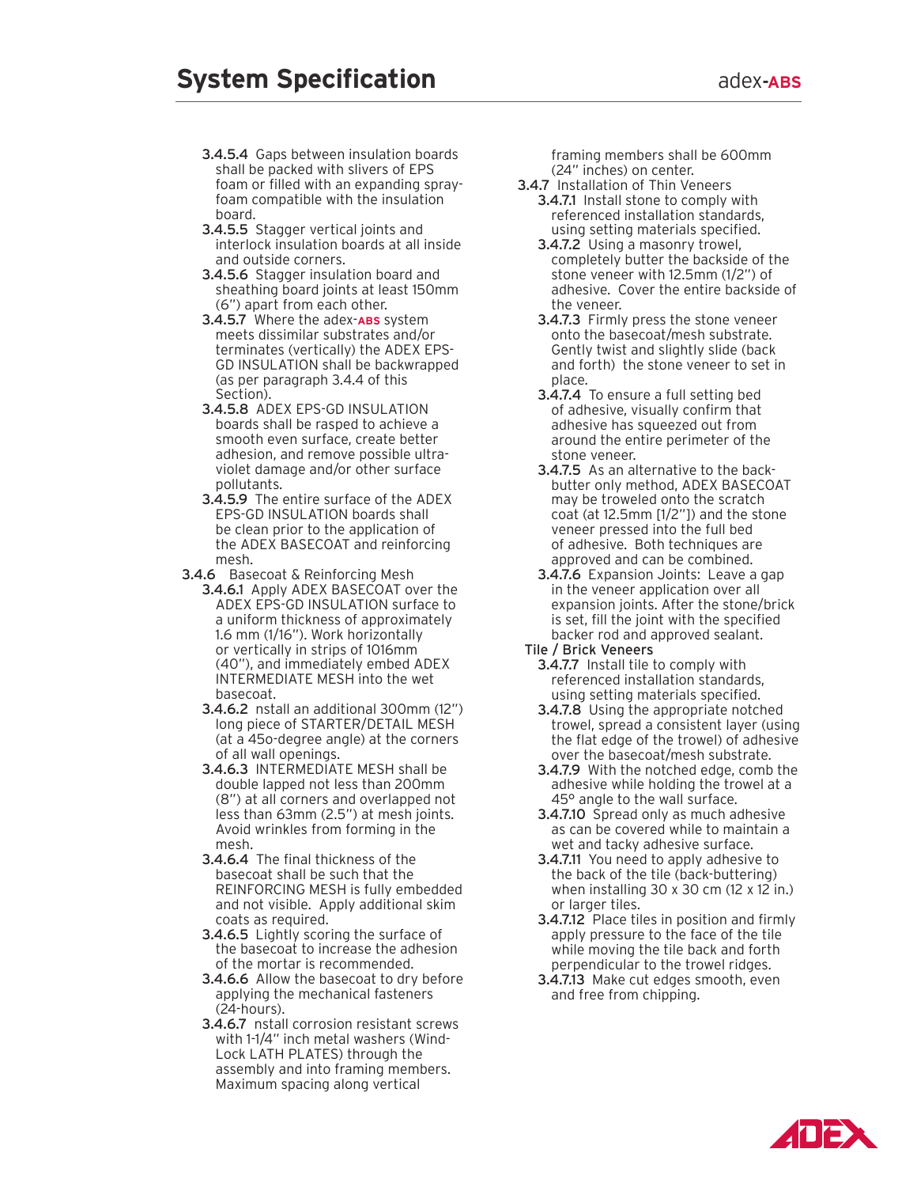**3.4.5.4** Gaps between insulation boards shall be packed with slivers of EPS foam or filled with an expanding spray-foam compatible with the insulation board.

**3.4.5.5** Stagger vertical joints and interlock insulation boards at all inside and outside corners.

**3.4.5.6** Stagger insulation board and sheathing board joints at least 150mm (6") apart from each other.

**3.4.5.7** Where the adex-**ABS** system meets dissimilar substrates and/or terminates (vertically) the ADEX EPS-GD INSULATION shall be backwrapped (as per paragraph 3.4.4 of this Section).

**3.4.5.8** ADEX EPS-GD INSULATION boards shall be rasped to achieve a smooth even surface, create better adhesion, and remove possible ultra-violet damage and/or other surface pollutants.

**3.4.5.9** The entire surface of the ADEX EPS-GD INSULATION boards shall be clean prior to the application of the ADEX BASECOAT and reinforcing mesh.

**3.4.6** Basecoat & Reinforcing Mesh

**3.4.6.1** Apply ADEX BASECOAT over the ADEX EPS-GD INSULATION surface to a uniform thickness of approximately 1.6 mm (1/16"). Work horizontally or vertically in strips of 1016mm (40"), and immediately embed ADEX INTERMEDIATE MESH into the wet basecoat.

**3.4.6.2** nstall an additional 300mm (12") long piece of STARTER/DETAIL MESH (at a 45o-degree angle) at the corners of all wall openings.

**3.4.6.3** INTERMEDIATE MESH shall be double lapped not less than 200mm (8") at all corners and overlapped not less than 63mm (2.5") at mesh joints. Avoid wrinkles from forming in the mesh.

**3.4.6.4** The final thickness of the basecoat shall be such that the REINFORCING MESH is fully embedded and not visible. Apply additional skim coats as required.

**3.4.6.5** Lightly scoring the surface of the basecoat to increase the adhesion of the mortar is recommended.

**3.4.6.6** Allow the basecoat to dry before applying the mechanical fasteners (24-hours).

**3.4.6.7** nstall corrosion resistant screws with 1-1/4" inch metal washers (Wind-Lock LATH PLATES) through the assembly and into framing members. Maximum spacing along vertical framing members shall be 600mm (24" inches) on center.

**3.4.7** Installation of Thin Veneers

**3.4.7.1** Install stone to comply with referenced installation standards, using setting materials specified.

**3.4.7.2** Using a masonry trowel, completely butter the backside of the stone veneer with 12.5mm (1/2") of adhesive. Cover the entire backside of the veneer.

**3.4.7.3** Firmly press the stone veneer onto the basecoat/mesh substrate. Gently twist and slightly slide (back and forth) the stone veneer to set in place.

**3.4.7.4** To ensure a full setting bed of adhesive, visually confirm that adhesive has squeezed out from around the entire perimeter of the stone veneer.

**3.4.7.5** As an alternative to the back-butter only method, ADEX BASECOAT may be troweled onto the scratch coat (at 12.5mm [1/2"]) and the stone veneer pressed into the full bed of adhesive. Both techniques are approved and can be combined.

**3.4.7.6** Expansion Joints: Leave a gap in the veneer application over all expansion joints. After the stone/brick is set, fill the joint with the specified backer rod and approved sealant.

Tile / Brick Veneers

**3.4.7.7** Install tile to comply with referenced installation standards, using setting materials specified.

**3.4.7.8** Using the appropriate notched trowel, spread a consistent layer (using the flat edge of the trowel) of adhesive over the basecoat/mesh substrate.

**3.4.7.9** With the notched edge, comb the adhesive while holding the trowel at a 45° angle to the wall surface.

**3.4.7.10** Spread only as much adhesive as can be covered while to maintain a wet and tacky adhesive surface.

**3.4.7.11** You need to apply adhesive to the back of the tile (back-buttering) when installing 30 x 30 cm (12 x 12 in.) or larger tiles.

**3.4.7.12** Place tiles in position and firmly apply pressure to the face of the tile while moving the tile back and forth perpendicular to the trowel ridges.

**3.4.7.13** Make cut edges smooth, even and free from chipping.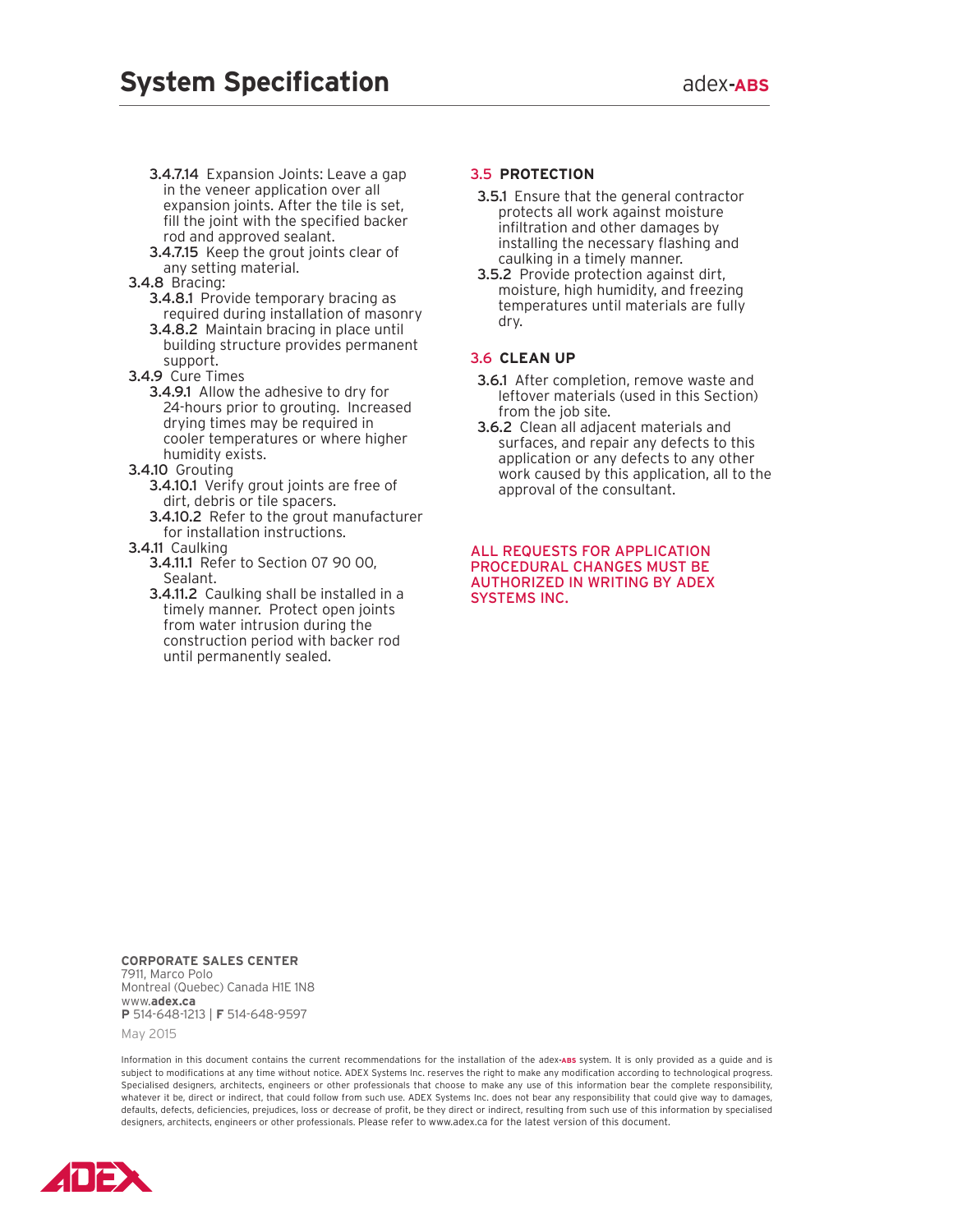3.4.7.14 Expansion Joints: Leave a gap in the veneer application over all expansion joints. After the tile is set, fill the joint with the specified backer rod and approved sealant.

3.4.7.15 Keep the grout joints clear of any setting material.

3.4.8 Bracing:

3.4.8.1 Provide temporary bracing as required during installation of masonry

3.4.8.2 Maintain bracing in place until building structure provides permanent support.

3.4.9 Cure Times

3.4.9.1 Allow the adhesive to dry for 24-hours prior to grouting. Increased drying times may be required in cooler temperatures or where higher humidity exists.

3.4.10 Grouting

3.4.10.1 Verify grout joints are free of dirt, debris or tile spacers.

3.4.10.2 Refer to the grout manufacturer for installation instructions.

3.4.11 Caulking

3.4.11.1 Refer to Section 07 90 00, Sealant.

3.4.11.2 Caulking shall be installed in a timely manner. Protect open joints from water intrusion during the construction period with backer rod until permanently sealed.

## 3.5 PROTECTION

3.5.1 Ensure that the general contractor protects all work against moisture infiltration and other damages by installing the necessary flashing and caulking in a timely manner.

3.5.2 Provide protection against dirt, moisture, high humidity, and freezing temperatures until materials are fully dry.

## 3.6 CLEAN UP

3.6.1 After completion, remove waste and leftover materials (used in this Section) from the job site.

3.6.2 Clean all adjacent materials and surfaces, and repair any defects to this application or any defects to any other work caused by this application, all to the approval of the consultant.

ALL REQUESTS FOR APPLICATION PROCEDURAL CHANGES MUST BE AUTHORIZED IN WRITING BY ADEX SYSTEMS INC.

**CORPORATE SALES CENTER**
7911, Marco Polo
Montreal (Quebec) Canada H1E 1N8
www.**adex.ca**
**P** 514-648-1213 | **F** 514-648-9597

May 2015

Information in this document contains the current recommendations for the installation of the adex-ABS system. It is only provided as a guide and is subject to modifications at any time without notice. ADEX Systems Inc. reserves the right to make any modification according to technological progress. Specialised designers, architects, engineers or other professionals that choose to make any use of this information bear the complete responsibility, whatever it be, direct or indirect, that could follow from such use. ADEX Systems Inc. does not bear any responsibility that could give way to damages, defaults, defects, deficiencies, prejudices, loss or decrease of profit, be they direct or indirect, resulting from such use of this information by specialised designers, architects, engineers or other professionals. Please refer to www.adex.ca for the latest version of this document.